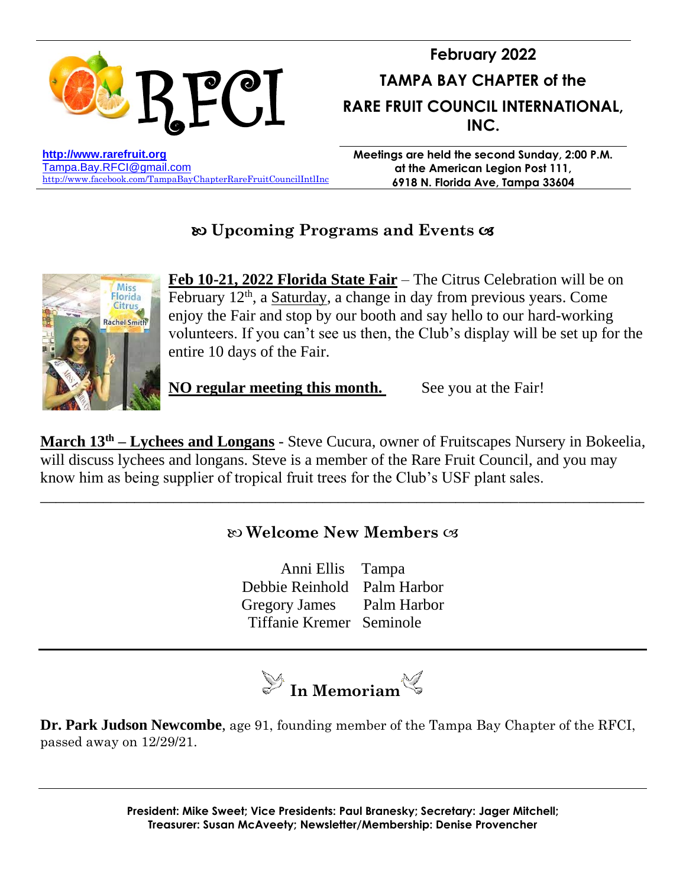# RFCI

**February 2022**

**TAMPA BAY CHAPTER of the RARE FRUIT COUNCIL INTERNATIONAL, INC.**

**http://www.rarefruit.org**
Tampa.Bay.RFCI@gmail.com
http://www.facebook.com/TampaBayChapterRareFruitCouncilIntlInc

**Meetings are held the second Sunday, 2:00 P.M. at the American Legion Post 111, 6918 N. Florida Ave, Tampa 33604**

## ꕥ Upcoming Programs and Events ꕥ

**Feb 10-21, 2022 Florida State Fair** – The Citrus Celebration will be on February 12th, a Saturday, a change in day from previous years. Come enjoy the Fair and stop by our booth and say hello to our hard-working volunteers. If you can't see us then, the Club's display will be set up for the entire 10 days of the Fair.

**NO regular meeting this month.** See you at the Fair!

**March 13th – Lychees and Longans** - Steve Cucura, owner of Fruitscapes Nursery in Bokeelia, will discuss lychees and longans. Steve is a member of the Rare Fruit Council, and you may know him as being supplier of tropical fruit trees for the Club's USF plant sales.

---

## ꕥ Welcome New Members ꕥ

| | |
|---|---|
| Anni Ellis | Tampa |
| Debbie Reinhold | Palm Harbor |
| Gregory James | Palm Harbor |
| Tiffanie Kremer | Seminole |

---

## In Memoriam

**Dr. Park Judson Newcombe**, age 91, founding member of the Tampa Bay Chapter of the RFCI, passed away on 12/29/21.

---

**President: Mike Sweet; Vice Presidents: Paul Branesky; Secretary: Jager Mitchell; Treasurer: Susan McAveety; Newsletter/Membership: Denise Provencher**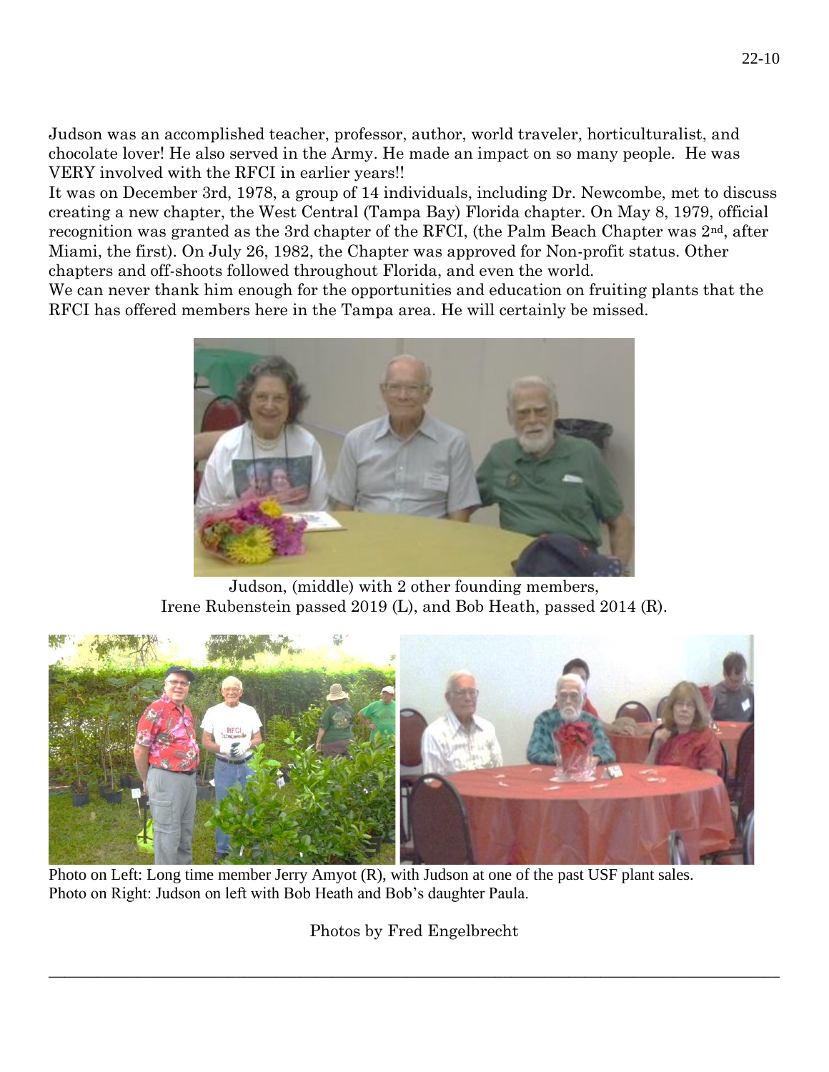Judson was an accomplished teacher, professor, author, world traveler, horticulturalist, and chocolate lover! He also served in the Army. He made an impact on so many people. He was VERY involved with the RFCI in earlier years!!

It was on December 3rd, 1978, a group of 14 individuals, including Dr. Newcombe, met to discuss creating a new chapter, the West Central (Tampa Bay) Florida chapter. On May 8, 1979, official recognition was granted as the 3rd chapter of the RFCI, (the Palm Beach Chapter was 2nd, after Miami, the first). On July 26, 1982, the Chapter was approved for Non-profit status. Other chapters and off-shoots followed throughout Florida, and even the world.

We can never thank him enough for the opportunities and education on fruiting plants that the RFCI has offered members here in the Tampa area. He will certainly be missed.

Judson, (middle) with 2 other founding members,
Irene Rubenstein passed 2019 (L), and Bob Heath, passed 2014 (R).

Photo on Left: Long time member Jerry Amyot (R), with Judson at one of the past USF plant sales.
Photo on Right: Judson on left with Bob Heath and Bob's daughter Paula.

Photos by Fred Engelbrecht

---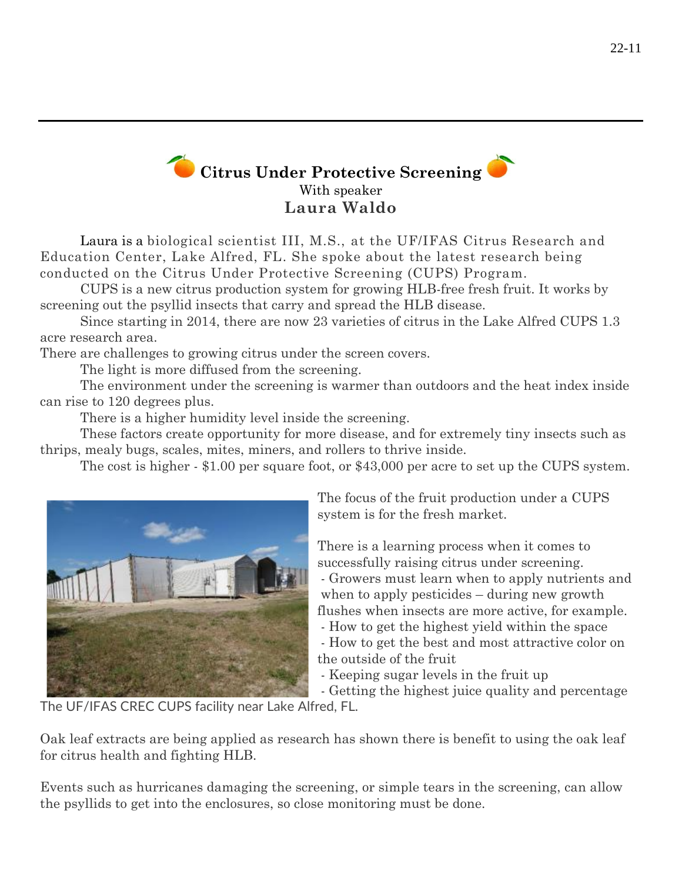## Citrus Under Protective Screening

With speaker

**Laura Waldo**

Laura is a biological scientist III, M.S., at the UF/IFAS Citrus Research and Education Center, Lake Alfred, FL. She spoke about the latest research being conducted on the Citrus Under Protective Screening (CUPS) Program.

CUPS is a new citrus production system for growing HLB-free fresh fruit. It works by screening out the psyllid insects that carry and spread the HLB disease.

Since starting in 2014, there are now 23 varieties of citrus in the Lake Alfred CUPS 1.3 acre research area.

There are challenges to growing citrus under the screen covers.

The light is more diffused from the screening.

The environment under the screening is warmer than outdoors and the heat index inside can rise to 120 degrees plus.

There is a higher humidity level inside the screening.

These factors create opportunity for more disease, and for extremely tiny insects such as thrips, mealy bugs, scales, mites, miners, and rollers to thrive inside.

The cost is higher - $1.00 per square foot, or $43,000 per acre to set up the CUPS system.

The UF/IFAS CREC CUPS facility near Lake Alfred, FL.

The focus of the fruit production under a CUPS system is for the fresh market.

There is a learning process when it comes to successfully raising citrus under screening.

- Growers must learn when to apply nutrients and when to apply pesticides – during new growth flushes when insects are more active, for example.
- How to get the highest yield within the space
- How to get the best and most attractive color on the outside of the fruit
- Keeping sugar levels in the fruit up
- Getting the highest juice quality and percentage

Oak leaf extracts are being applied as research has shown there is benefit to using the oak leaf for citrus health and fighting HLB.

Events such as hurricanes damaging the screening, or simple tears in the screening, can allow the psyllids to get into the enclosures, so close monitoring must be done.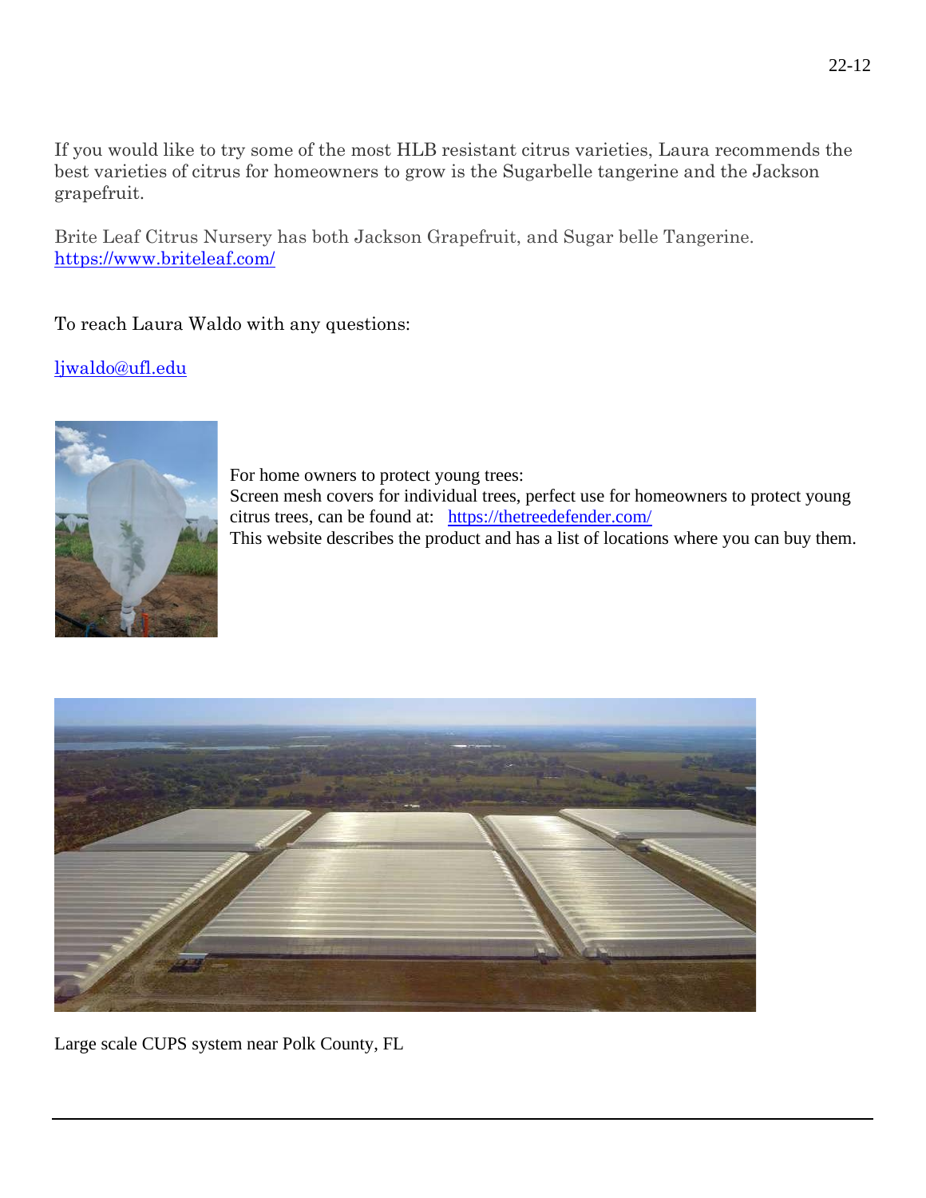If you would like to try some of the most HLB resistant citrus varieties, Laura recommends the best varieties of citrus for homeowners to grow is the Sugarbelle tangerine and the Jackson grapefruit.

Brite Leaf Citrus Nursery has both Jackson Grapefruit, and Sugar belle Tangerine. https://www.briteleaf.com/

To reach Laura Waldo with any questions:

ljwaldo@ufl.edu

For home owners to protect young trees:
Screen mesh covers for individual trees, perfect use for homeowners to protect young citrus trees, can be found at: https://thetreedefender.com/
This website describes the product and has a list of locations where you can buy them.

Large scale CUPS system near Polk County, FL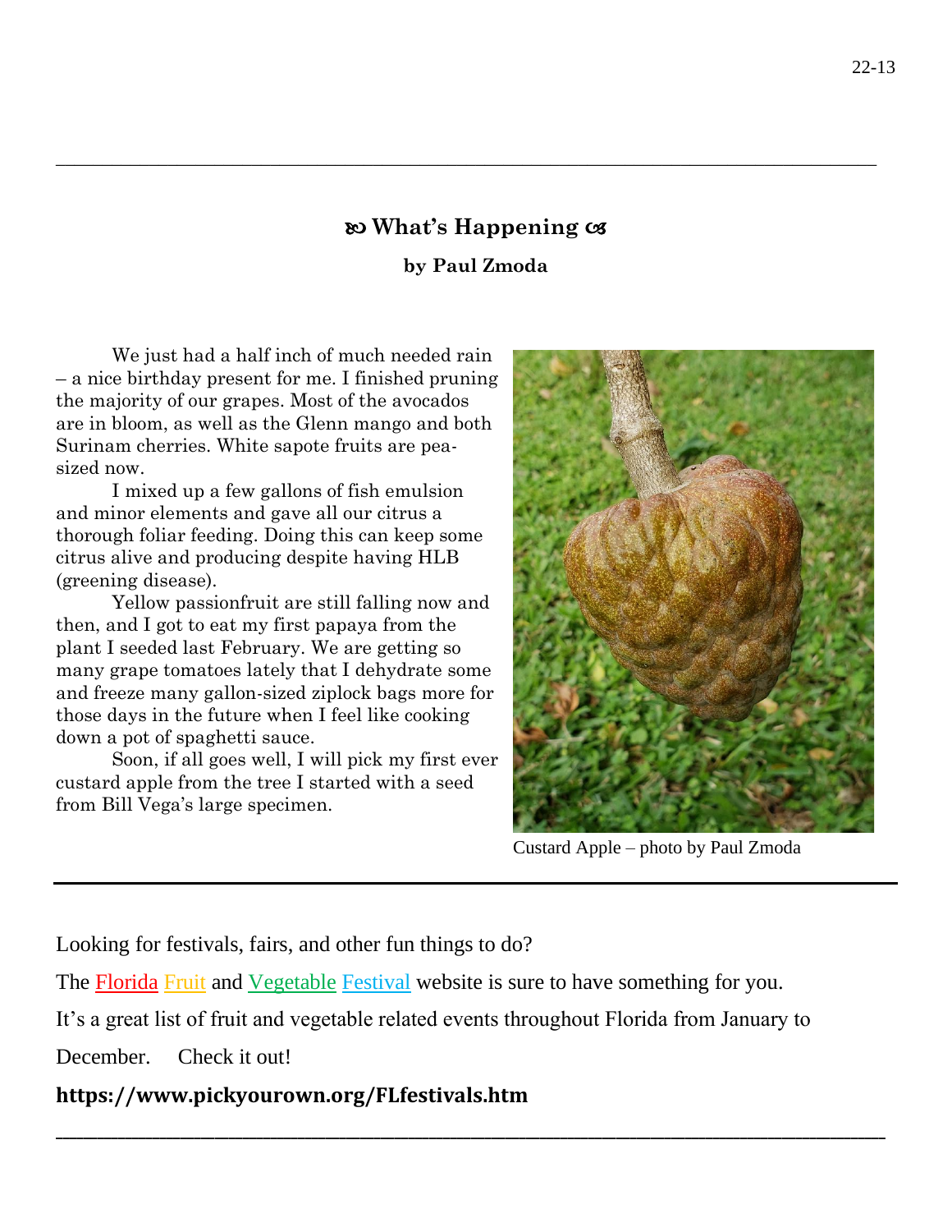## ꨄ What's Happening ꨄ

**by Paul Zmoda**

We just had a half inch of much needed rain – a nice birthday present for me. I finished pruning the majority of our grapes. Most of the avocados are in bloom, as well as the Glenn mango and both Surinam cherries. White sapote fruits are pea-sized now.

I mixed up a few gallons of fish emulsion and minor elements and gave all our citrus a thorough foliar feeding. Doing this can keep some citrus alive and producing despite having HLB (greening disease).

Yellow passionfruit are still falling now and then, and I got to eat my first papaya from the plant I seeded last February. We are getting so many grape tomatoes lately that I dehydrate some and freeze many gallon-sized ziplock bags more for those days in the future when I feel like cooking down a pot of spaghetti sauce.

Soon, if all goes well, I will pick my first ever custard apple from the tree I started with a seed from Bill Vega's large specimen.

Custard Apple – photo by Paul Zmoda

---

Looking for festivals, fairs, and other fun things to do?

The Florida Fruit and Vegetable Festival website is sure to have something for you.

It's a great list of fruit and vegetable related events throughout Florida from January to December. Check it out!

**https://www.pickyourown.org/FLfestivals.htm**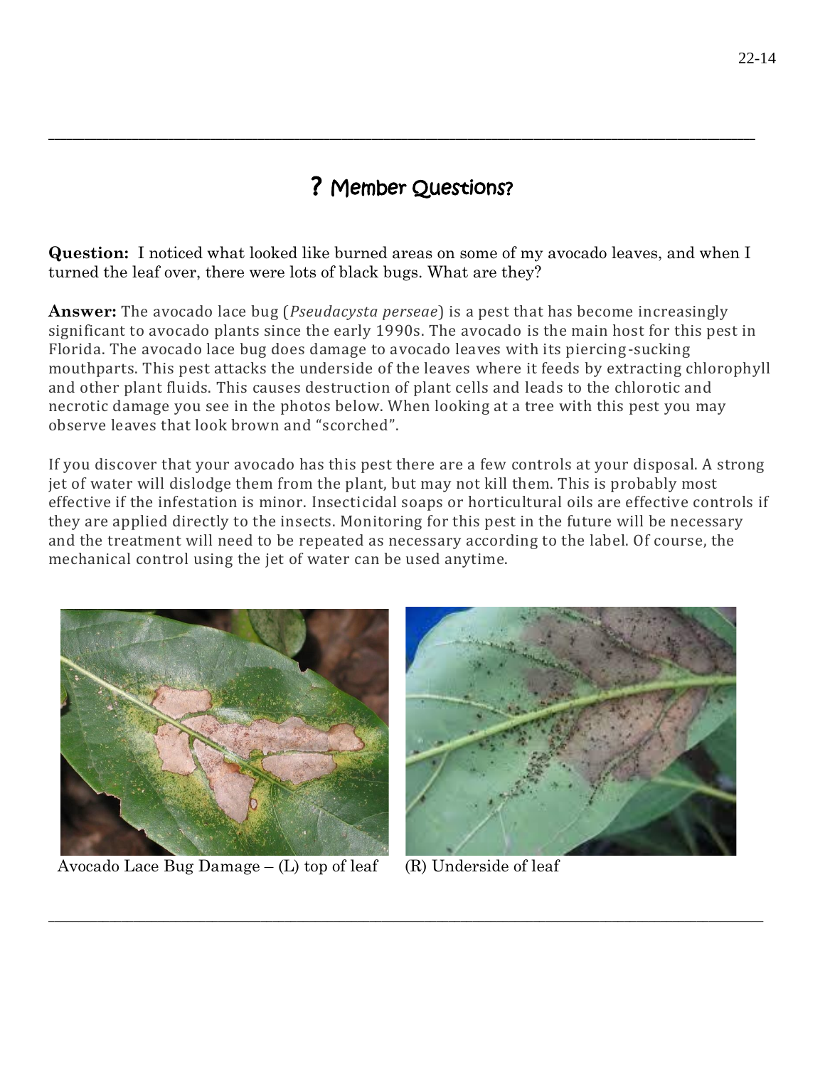## ? Member Questions?

**Question:** I noticed what looked like burned areas on some of my avocado leaves, and when I turned the leaf over, there were lots of black bugs. What are they?

**Answer:** The avocado lace bug (*Pseudacysta perseae*) is a pest that has become increasingly significant to avocado plants since the early 1990s. The avocado is the main host for this pest in Florida. The avocado lace bug does damage to avocado leaves with its piercing-sucking mouthparts. This pest attacks the underside of the leaves where it feeds by extracting chlorophyll and other plant fluids. This causes destruction of plant cells and leads to the chlorotic and necrotic damage you see in the photos below. When looking at a tree with this pest you may observe leaves that look brown and "scorched".

If you discover that your avocado has this pest there are a few controls at your disposal. A strong jet of water will dislodge them from the plant, but may not kill them. This is probably most effective if the infestation is minor. Insecticidal soaps or horticultural oils are effective controls if they are applied directly to the insects. Monitoring for this pest in the future will be necessary and the treatment will need to be repeated as necessary according to the label. Of course, the mechanical control using the jet of water can be used anytime.

Avocado Lace Bug Damage – (L) top of leaf (R) Underside of leaf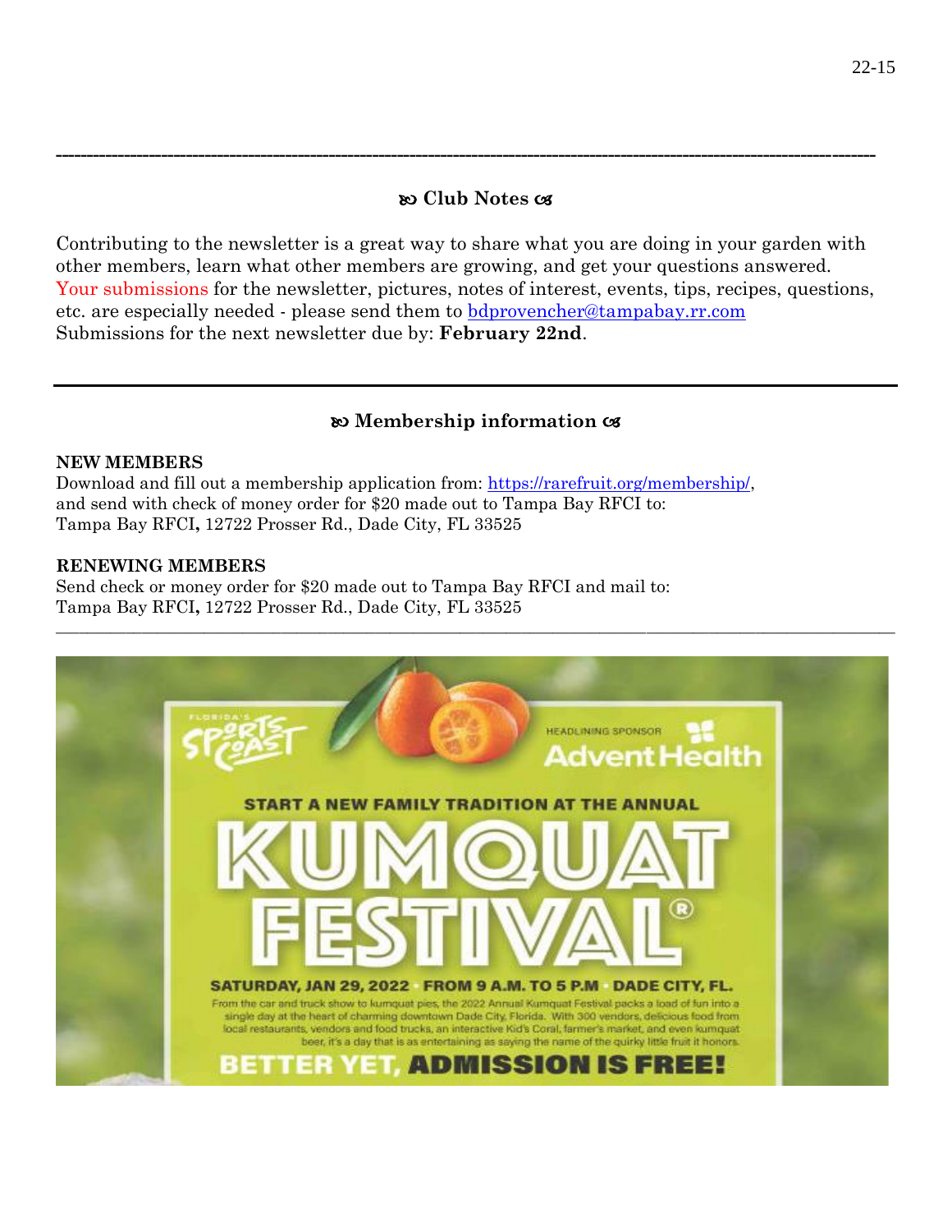## Club Notes

Contributing to the newsletter is a great way to share what you are doing in your garden with other members, learn what other members are growing, and get your questions answered. Your submissions for the newsletter, pictures, notes of interest, events, tips, recipes, questions, etc. are especially needed - please send them to bdprovencher@tampabay.rr.com

Submissions for the next newsletter due by: **February 22nd**.

---

## Membership information

**NEW MEMBERS**

Download and fill out a membership application from: https://rarefruit.org/membership/, and send with check of money order for $20 made out to Tampa Bay RFCI to:
Tampa Bay RFCI**,** 12722 Prosser Rd., Dade City, FL 33525

**RENEWING MEMBERS**

Send check or money order for $20 made out to Tampa Bay RFCI and mail to:
Tampa Bay RFCI**,** 12722 Prosser Rd., Dade City, FL 33525

---

FLORIDA'S SPORTS COAST

HEADLINING SPONSOR AdventHealth

START A NEW FAMILY TRADITION AT THE ANNUAL

# KUMQUAT FESTIVAL®

**SATURDAY, JAN 29, 2022 · FROM 9 A.M. TO 5 P.M · DADE CITY, FL.**

From the car and truck show to kumquat pies, the 2022 Annual Kumquat Festival packs a load of fun into a single day at the heart of charming downtown Dade City, Florida. With 300 vendors, delicious food from local restaurants, vendors and food trucks, an interactive Kid's Coral, farmer's market, and even kumquat beer, it's a day that is as entertaining as saying the name of the quirky little fruit it honors.

**BETTER YET, ADMISSION IS FREE!**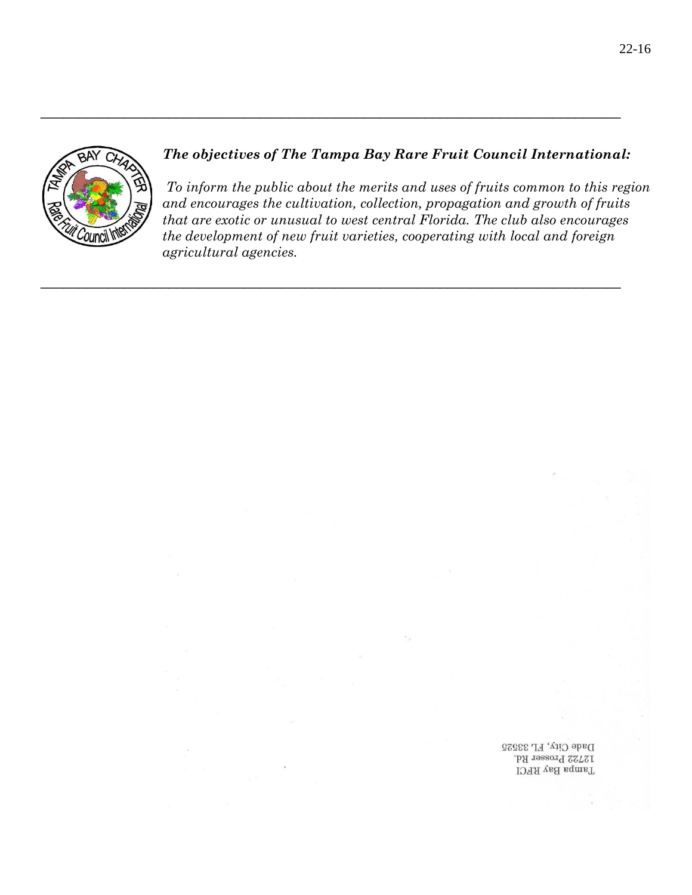***The objectives of The Tampa Bay Rare Fruit Council International:***

*To inform the public about the merits and uses of fruits common to this region and encourages the cultivation, collection, propagation and growth of fruits that are exotic or unusual to west central Florida. The club also encourages the development of new fruit varieties, cooperating with local and foreign agricultural agencies.*

Tampa Bay RFCI
12722 Prosser Rd.
Dade City, FL 33525